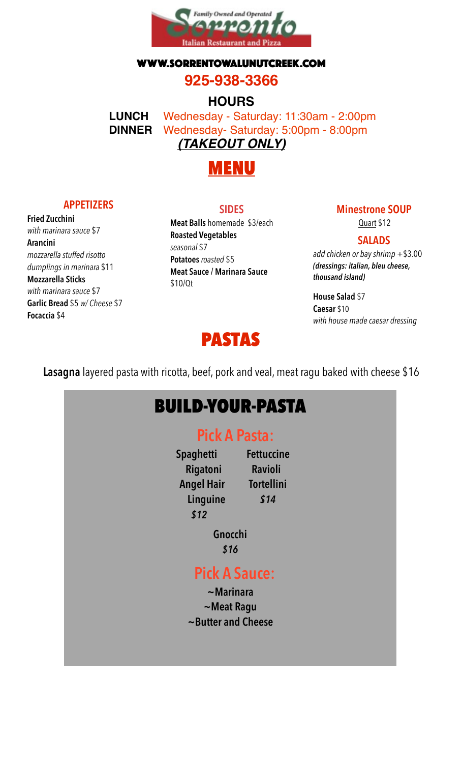Family Owned and Operated

# Sorrento

Italian Restaurant and Pizza

**WWW.SORRENTOWALUNUTCREEK.COM**

**925-938-3366**

## HOURS

**LUNCH** Wednesday - Saturday: 11:30am - 2:00pm

**DINNER** Wednesday- Saturday: 5:00pm - 8:00pm

***(TAKEOUT ONLY)***

# MENU

## APPETIZERS

**Fried Zucchini**
*with marinara sauce* $7

**Arancini**
*mozzarella stuffed risotto dumplings in marinara* $11

**Mozzarella Sticks**
*with marinara sauce* $7

**Garlic Bread** $5 *w/ Cheese* $7

**Focaccia** $4

## SIDES

**Meat Balls** homemade $3/each

**Roasted Vegetables**
*seasonal* $7

**Potatoes** *roasted* $5

**Meat Sauce / Marinara Sauce**
$10/Qt

## Minestrone SOUP

Quart $12

## SALADS

*add chicken or bay shrimp* +$3.00

***(dressings: italian, bleu cheese, thousand island)***

**House Salad** $7

**Caesar** $10
*with house made caesar dressing*

# PASTAS

**Lasagna** layered pasta with ricotta, beef, pork and veal, meat ragu baked with cheese $16

## BUILD-YOUR-PASTA

### Pick A Pasta:

**Spaghetti**
**Rigatoni**
**Angel Hair**
**Linguine**
***$12***

**Fettuccine**
**Ravioli**
**Tortellini**
***$14***

**Gnocchi**
***$16***

### Pick A Sauce:

**~Marinara**

**~Meat Ragu**

**~Butter and Cheese**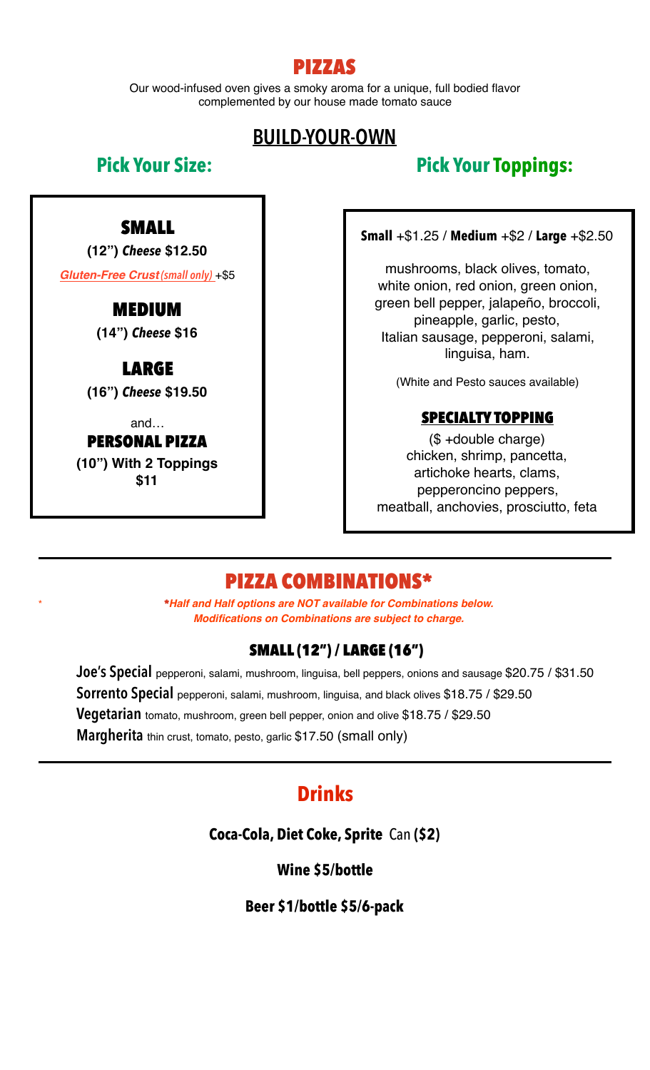# PIZZAS

Our wood-infused oven gives a smoky aroma for a unique, full bodied flavor complemented by our house made tomato sauce

## BUILD-YOUR-OWN

### Pick Your Size:

**SMALL**

**(12") *Cheese* $12.50**

***Gluten-Free Crust** (small only)* +$5

**MEDIUM**

**(14") *Cheese* $16**

**LARGE**

**(16") *Cheese* $19.50**

and…

**PERSONAL PIZZA**

**(10") With 2 Toppings**
**$11**

### Pick Your Toppings:

**Small** +$1.25 / **Medium** +$2 / **Large** +$2.50

mushrooms, black olives, tomato, white onion, red onion, green onion, green bell pepper, jalapeño, broccoli, pineapple, garlic, pesto, Italian sausage, pepperoni, salami, linguisa, ham.

(White and Pesto sauces available)

**SPECIALTY TOPPING**

($ +double charge)
chicken, shrimp, pancetta, artichoke hearts, clams, pepperoncino peppers, meatball, anchovies, prosciutto, feta

---

## PIZZA COMBINATIONS*

****Half and Half options are NOT available for Combinations below.***
***Modifications on Combinations are subject to charge.***

### SMALL (12") / LARGE (16")

**Joe's Special** pepperoni, salami, mushroom, linguisa, bell peppers, onions and sausage $20.75 / $31.50

**Sorrento Special** pepperoni, salami, mushroom, linguisa, and black olives $18.75 / $29.50

**Vegetarian** tomato, mushroom, green bell pepper, onion and olive $18.75 / $29.50

**Margherita** thin crust, tomato, pesto, garlic $17.50 (small only)

---

## Drinks

**Coca-Cola, Diet Coke, Sprite** Can **($2)**

**Wine $5/bottle**

**Beer $1/bottle $5/6-pack**